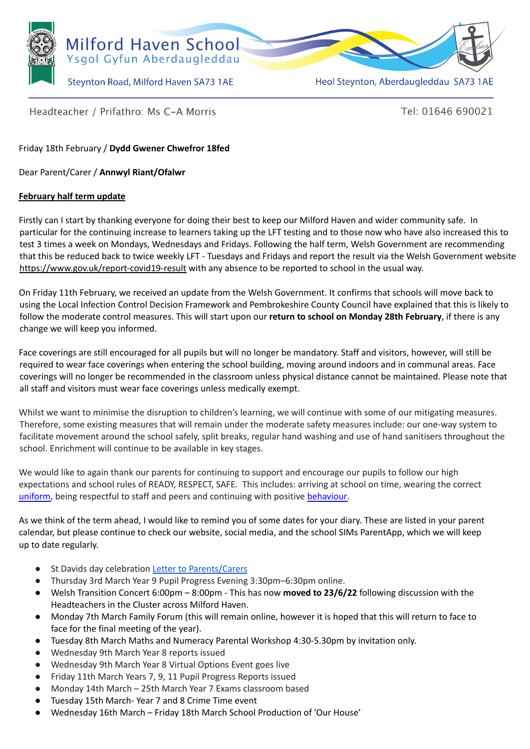Milford Haven School
Ysgol Gyfun Aberdaugleddau

Steynton Road, Milford Haven SA73 1AE

Heol Steynton, Aberdaugleddau SA73 1AE

Headteacher / Prifathro: Ms C-A Morris

Tel: 01646 690021

Friday 18th February / **Dydd Gwener Chwefror 18fed**

Dear Parent/Carer / **Annwyl Riant/Ofalwr**

**February half term update**

Firstly can I start by thanking everyone for doing their best to keep our Milford Haven and wider community safe. In particular for the continuing increase to learners taking up the LFT testing and to those now who have also increased this to test 3 times a week on Mondays, Wednesdays and Fridays. Following the half term, Welsh Government are recommending that this be reduced back to twice weekly LFT - Tuesdays and Fridays and report the result via the Welsh Government website https://www.gov.uk/report-covid19-result with any absence to be reported to school in the usual way.

On Friday 11th February, we received an update from the Welsh Government. It confirms that schools will move back to using the Local Infection Control Decision Framework and Pembrokeshire County Council have explained that this is likely to follow the moderate control measures. This will start upon our **return to school on Monday 28th February**, if there is any change we will keep you informed.

Face coverings are still encouraged for all pupils but will no longer be mandatory. Staff and visitors, however, will still be required to wear face coverings when entering the school building, moving around indoors and in communal areas. Face coverings will no longer be recommended in the classroom unless physical distance cannot be maintained. Please note that all staff and visitors must wear face coverings unless medically exempt.

Whilst we want to minimise the disruption to children's learning, we will continue with some of our mitigating measures. Therefore, some existing measures that will remain under the moderate safety measures include: our one-way system to facilitate movement around the school safely, split breaks, regular hand washing and use of hand sanitisers throughout the school. Enrichment will continue to be available in key stages.

We would like to again thank our parents for continuing to support and encourage our pupils to follow our high expectations and school rules of READY, RESPECT, SAFE. This includes: arriving at school on time, wearing the correct uniform, being respectful to staff and peers and continuing with positive behaviour.

As we think of the term ahead, I would like to remind you of some dates for your diary. These are listed in your parent calendar, but please continue to check our website, social media, and the school SIMs ParentApp, which we will keep up to date regularly.

- St Davids day celebration Letter to Parents/Carers
- Thursday 3rd March Year 9 Pupil Progress Evening 3:30pm–6:30pm online.
- Welsh Transition Concert 6:00pm – 8:00pm - This has now **moved to 23/6/22** following discussion with the Headteachers in the Cluster across Milford Haven.
- Monday 7th March Family Forum (this will remain online, however it is hoped that this will return to face to face for the final meeting of the year).
- Tuesday 8th March Maths and Numeracy Parental Workshop 4:30-5.30pm by invitation only.
- Wednesday 9th March Year 8 reports issued
- Wednesday 9th March Year 8 Virtual Options Event goes live
- Friday 11th March Years 7, 9, 11 Pupil Progress Reports issued
- Monday 14th March – 25th March Year 7 Exams classroom based
- Tuesday 15th March- Year 7 and 8 Crime Time event
- Wednesday 16th March – Friday 18th March School Production of 'Our House'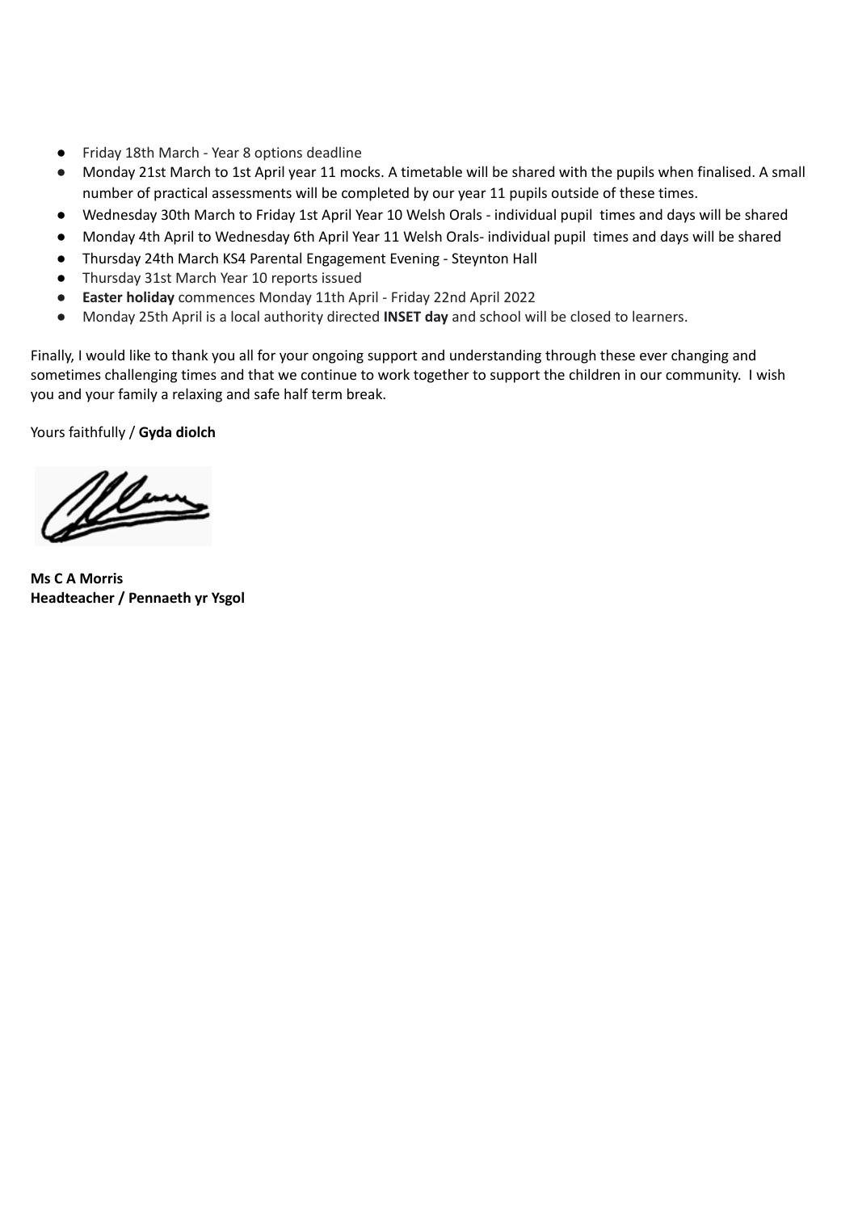- Friday 18th March - Year 8 options deadline
- Monday 21st March to 1st April year 11 mocks. A timetable will be shared with the pupils when finalised. A small number of practical assessments will be completed by our year 11 pupils outside of these times.
- Wednesday 30th March to Friday 1st April Year 10 Welsh Orals - individual pupil times and days will be shared
- Monday 4th April to Wednesday 6th April Year 11 Welsh Orals- individual pupil times and days will be shared
- Thursday 24th March KS4 Parental Engagement Evening - Steynton Hall
- Thursday 31st March Year 10 reports issued
- **Easter holiday** commences Monday 11th April - Friday 22nd April 2022
- Monday 25th April is a local authority directed **INSET day** and school will be closed to learners.

Finally, I would like to thank you all for your ongoing support and understanding through these ever changing and sometimes challenging times and that we continue to work together to support the children in our community. I wish you and your family a relaxing and safe half term break.

Yours faithfully / **Gyda diolch**

**Ms C A Morris**
**Headteacher / Pennaeth yr Ysgol**